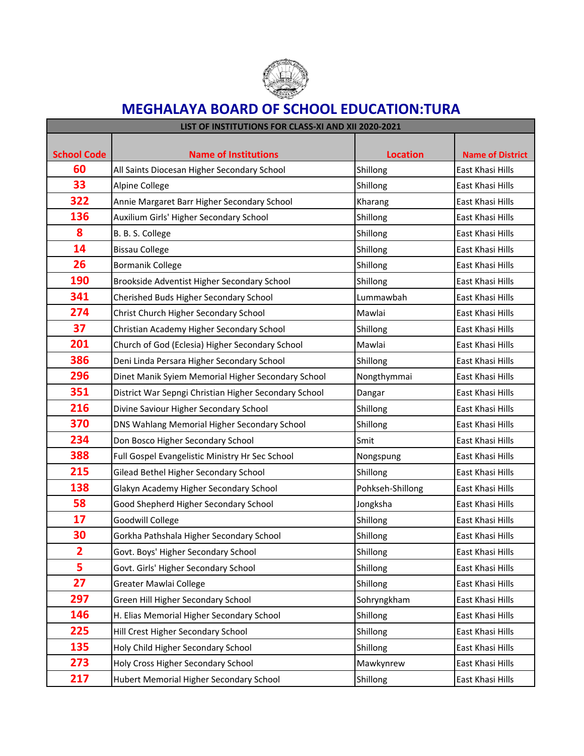# MEGHALAYA BOARD OF SCHOOL EDUCATION:TURA

| LIST OF INSTITUTIONS FOR CLASS-XI AND XII 2020-2021 | | | |
|---|---|---|---|
| **School Code** | **Name of Institutions** | **Location** | **Name of District** |
| 60 | All Saints Diocesan Higher Secondary School | Shillong | East Khasi Hills |
| 33 | Alpine College | Shillong | East Khasi Hills |
| 322 | Annie Margaret Barr Higher Secondary School | Kharang | East Khasi Hills |
| 136 | Auxilium Girls' Higher Secondary School | Shillong | East Khasi Hills |
| 8 | B. B. S. College | Shillong | East Khasi Hills |
| 14 | Bissau College | Shillong | East Khasi Hills |
| 26 | Bormanik College | Shillong | East Khasi Hills |
| 190 | Brookside Adventist Higher Secondary School | Shillong | East Khasi Hills |
| 341 | Cherished Buds Higher Secondary School | Lummawbah | East Khasi Hills |
| 274 | Christ Church Higher Secondary School | Mawlai | East Khasi Hills |
| 37 | Christian Academy Higher Secondary School | Shillong | East Khasi Hills |
| 201 | Church of God (Eclesia) Higher Secondary School | Mawlai | East Khasi Hills |
| 386 | Deni Linda Persara Higher Secondary School | Shillong | East Khasi Hills |
| 296 | Dinet Manik Syiem Memorial Higher Secondary School | Nongthymmai | East Khasi Hills |
| 351 | District War Sepngi Christian Higher Secondary School | Dangar | East Khasi Hills |
| 216 | Divine Saviour Higher Secondary School | Shillong | East Khasi Hills |
| 370 | DNS Wahlang Memorial Higher Secondary School | Shillong | East Khasi Hills |
| 234 | Don Bosco Higher Secondary School | Smit | East Khasi Hills |
| 388 | Full Gospel Evangelistic Ministry Hr Sec School | Nongspung | East Khasi Hills |
| 215 | Gilead Bethel Higher Secondary School | Shillong | East Khasi Hills |
| 138 | Glakyn Academy Higher Secondary School | Pohkseh-Shillong | East Khasi Hills |
| 58 | Good Shepherd Higher Secondary School | Jongksha | East Khasi Hills |
| 17 | Goodwill College | Shillong | East Khasi Hills |
| 30 | Gorkha Pathshala Higher Secondary School | Shillong | East Khasi Hills |
| 2 | Govt. Boys' Higher Secondary School | Shillong | East Khasi Hills |
| 5 | Govt. Girls' Higher Secondary School | Shillong | East Khasi Hills |
| 27 | Greater Mawlai College | Shillong | East Khasi Hills |
| 297 | Green Hill Higher Secondary School | Sohryngkham | East Khasi Hills |
| 146 | H. Elias Memorial Higher Secondary School | Shillong | East Khasi Hills |
| 225 | Hill Crest Higher Secondary School | Shillong | East Khasi Hills |
| 135 | Holy Child Higher Secondary School | Shillong | East Khasi Hills |
| 273 | Holy Cross Higher Secondary School | Mawkynrew | East Khasi Hills |
| 217 | Hubert Memorial Higher Secondary School | Shillong | East Khasi Hills |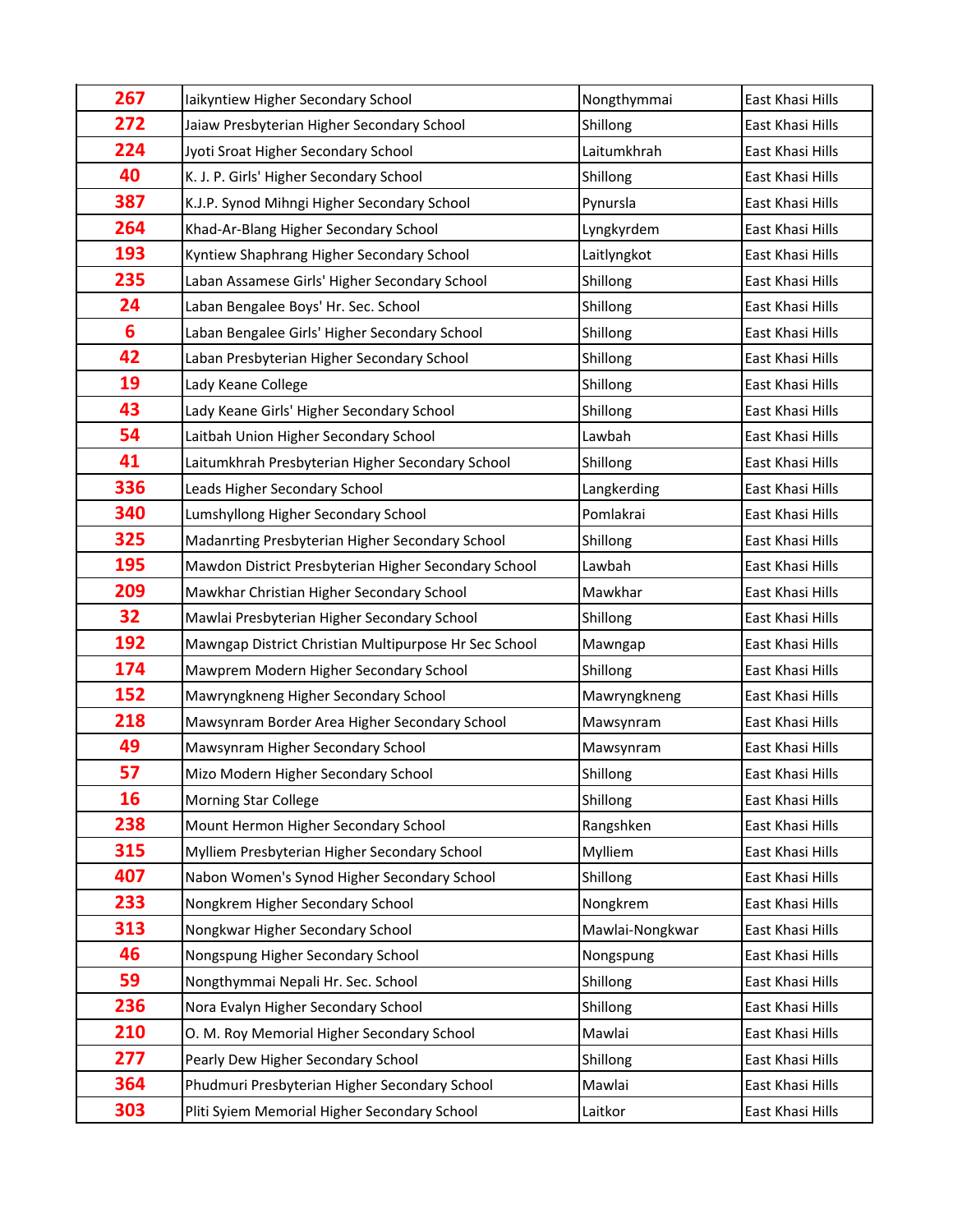| | | | |
|---|---|---|---|
| 267 | Iaikyntiew Higher Secondary School | Nongthymmai | East Khasi Hills |
| 272 | Jaiaw Presbyterian Higher Secondary School | Shillong | East Khasi Hills |
| 224 | Jyoti Sroat Higher Secondary School | Laitumkhrah | East Khasi Hills |
| 40 | K. J. P. Girls' Higher Secondary School | Shillong | East Khasi Hills |
| 387 | K.J.P. Synod Mihngi Higher Secondary School | Pynursla | East Khasi Hills |
| 264 | Khad-Ar-Blang Higher Secondary School | Lyngkyrdem | East Khasi Hills |
| 193 | Kyntiew Shaphrang Higher Secondary School | Laitlyngkot | East Khasi Hills |
| 235 | Laban Assamese Girls' Higher Secondary School | Shillong | East Khasi Hills |
| 24 | Laban Bengalee Boys' Hr. Sec. School | Shillong | East Khasi Hills |
| 6 | Laban Bengalee Girls' Higher Secondary School | Shillong | East Khasi Hills |
| 42 | Laban Presbyterian Higher Secondary School | Shillong | East Khasi Hills |
| 19 | Lady Keane College | Shillong | East Khasi Hills |
| 43 | Lady Keane Girls' Higher Secondary School | Shillong | East Khasi Hills |
| 54 | Laitbah Union Higher Secondary School | Lawbah | East Khasi Hills |
| 41 | Laitumkhrah Presbyterian Higher Secondary School | Shillong | East Khasi Hills |
| 336 | Leads Higher Secondary School | Langkerding | East Khasi Hills |
| 340 | Lumshyllong Higher Secondary School | Pomlakrai | East Khasi Hills |
| 325 | Madanrting Presbyterian Higher Secondary School | Shillong | East Khasi Hills |
| 195 | Mawdon District Presbyterian Higher Secondary School | Lawbah | East Khasi Hills |
| 209 | Mawkhar Christian Higher Secondary School | Mawkhar | East Khasi Hills |
| 32 | Mawlai Presbyterian Higher Secondary School | Shillong | East Khasi Hills |
| 192 | Mawngap District Christian Multipurpose Hr Sec School | Mawngap | East Khasi Hills |
| 174 | Mawprem Modern Higher Secondary School | Shillong | East Khasi Hills |
| 152 | Mawryngkneng Higher Secondary School | Mawryngkneng | East Khasi Hills |
| 218 | Mawsynram Border Area Higher Secondary School | Mawsynram | East Khasi Hills |
| 49 | Mawsynram Higher Secondary School | Mawsynram | East Khasi Hills |
| 57 | Mizo Modern Higher Secondary School | Shillong | East Khasi Hills |
| 16 | Morning Star College | Shillong | East Khasi Hills |
| 238 | Mount Hermon Higher Secondary School | Rangshken | East Khasi Hills |
| 315 | Mylliem Presbyterian Higher Secondary School | Mylliem | East Khasi Hills |
| 407 | Nabon Women's Synod Higher Secondary School | Shillong | East Khasi Hills |
| 233 | Nongkrem Higher Secondary School | Nongkrem | East Khasi Hills |
| 313 | Nongkwar Higher Secondary School | Mawlai-Nongkwar | East Khasi Hills |
| 46 | Nongspung Higher Secondary School | Nongspung | East Khasi Hills |
| 59 | Nongthymmai Nepali Hr. Sec. School | Shillong | East Khasi Hills |
| 236 | Nora Evalyn Higher Secondary School | Shillong | East Khasi Hills |
| 210 | O. M. Roy Memorial Higher Secondary School | Mawlai | East Khasi Hills |
| 277 | Pearly Dew Higher Secondary School | Shillong | East Khasi Hills |
| 364 | Phudmuri Presbyterian Higher Secondary School | Mawlai | East Khasi Hills |
| 303 | Pliti Syiem Memorial Higher Secondary School | Laitkor | East Khasi Hills |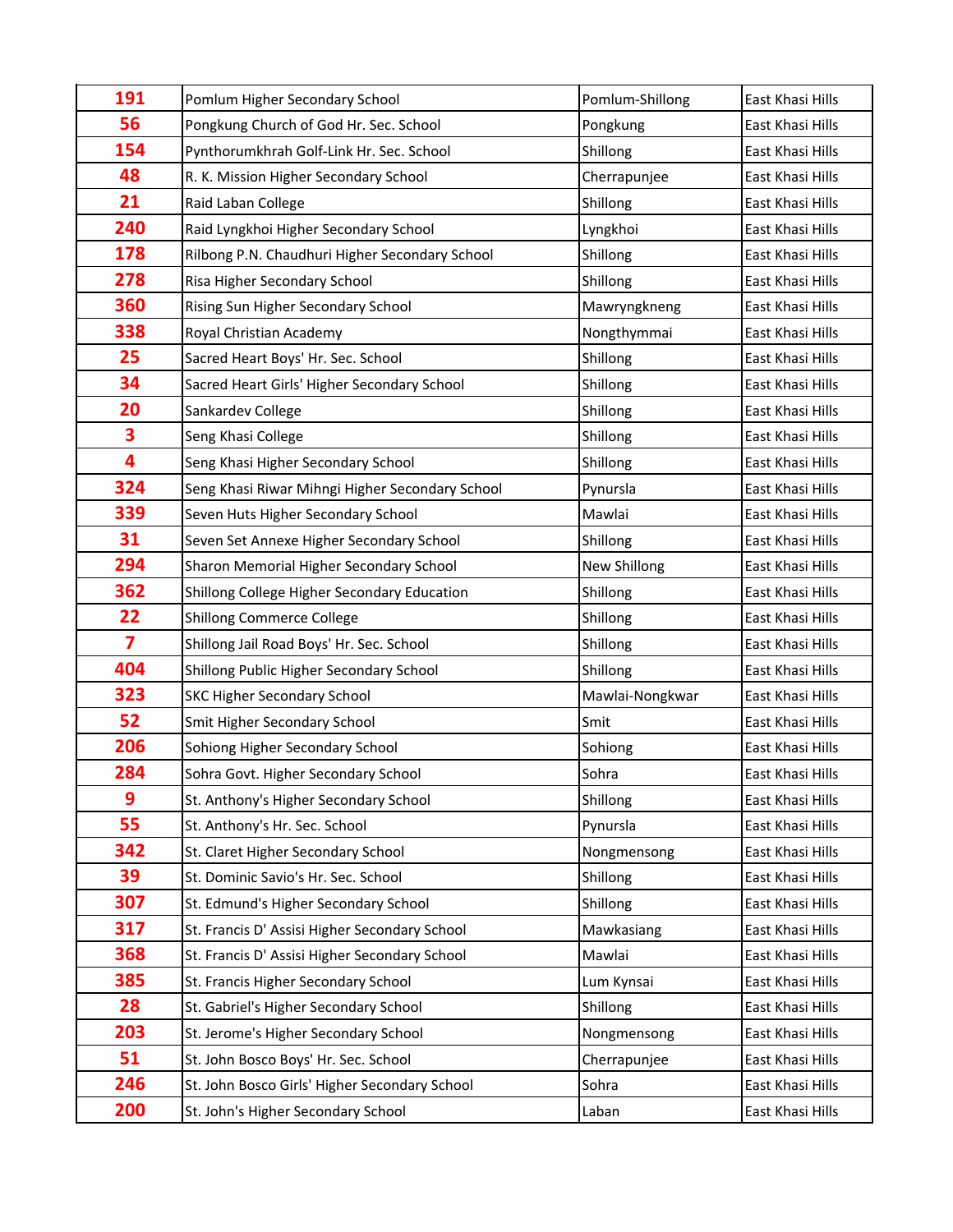| | | | |
|---|---|---|---|
| 191 | Pomlum Higher Secondary School | Pomlum-Shillong | East Khasi Hills |
| 56 | Pongkung Church of God Hr. Sec. School | Pongkung | East Khasi Hills |
| 154 | Pynthorumkhrah Golf-Link Hr. Sec. School | Shillong | East Khasi Hills |
| 48 | R. K. Mission Higher Secondary School | Cherrapunjee | East Khasi Hills |
| 21 | Raid Laban College | Shillong | East Khasi Hills |
| 240 | Raid Lyngkhoi Higher Secondary School | Lyngkhoi | East Khasi Hills |
| 178 | Rilbong P.N. Chaudhuri Higher Secondary School | Shillong | East Khasi Hills |
| 278 | Risa Higher Secondary School | Shillong | East Khasi Hills |
| 360 | Rising Sun Higher Secondary School | Mawryngkneng | East Khasi Hills |
| 338 | Royal Christian Academy | Nongthymmai | East Khasi Hills |
| 25 | Sacred Heart Boys' Hr. Sec. School | Shillong | East Khasi Hills |
| 34 | Sacred Heart Girls' Higher Secondary School | Shillong | East Khasi Hills |
| 20 | Sankardev College | Shillong | East Khasi Hills |
| 3 | Seng Khasi College | Shillong | East Khasi Hills |
| 4 | Seng Khasi Higher Secondary School | Shillong | East Khasi Hills |
| 324 | Seng Khasi Riwar Mihngi Higher Secondary School | Pynursla | East Khasi Hills |
| 339 | Seven Huts Higher Secondary School | Mawlai | East Khasi Hills |
| 31 | Seven Set Annexe Higher Secondary School | Shillong | East Khasi Hills |
| 294 | Sharon Memorial Higher Secondary School | New Shillong | East Khasi Hills |
| 362 | Shillong College Higher Secondary Education | Shillong | East Khasi Hills |
| 22 | Shillong Commerce College | Shillong | East Khasi Hills |
| 7 | Shillong Jail Road Boys' Hr. Sec. School | Shillong | East Khasi Hills |
| 404 | Shillong Public Higher Secondary School | Shillong | East Khasi Hills |
| 323 | SKC Higher Secondary School | Mawlai-Nongkwar | East Khasi Hills |
| 52 | Smit Higher Secondary School | Smit | East Khasi Hills |
| 206 | Sohiong Higher Secondary School | Sohiong | East Khasi Hills |
| 284 | Sohra Govt. Higher Secondary School | Sohra | East Khasi Hills |
| 9 | St. Anthony's Higher Secondary School | Shillong | East Khasi Hills |
| 55 | St. Anthony's Hr. Sec. School | Pynursla | East Khasi Hills |
| 342 | St. Claret Higher Secondary School | Nongmensong | East Khasi Hills |
| 39 | St. Dominic Savio's Hr. Sec. School | Shillong | East Khasi Hills |
| 307 | St. Edmund's Higher Secondary School | Shillong | East Khasi Hills |
| 317 | St. Francis D' Assisi Higher Secondary School | Mawkasiang | East Khasi Hills |
| 368 | St. Francis D' Assisi Higher Secondary School | Mawlai | East Khasi Hills |
| 385 | St. Francis Higher Secondary School | Lum Kynsai | East Khasi Hills |
| 28 | St. Gabriel's Higher Secondary School | Shillong | East Khasi Hills |
| 203 | St. Jerome's Higher Secondary School | Nongmensong | East Khasi Hills |
| 51 | St. John Bosco Boys' Hr. Sec. School | Cherrapunjee | East Khasi Hills |
| 246 | St. John Bosco Girls' Higher Secondary School | Sohra | East Khasi Hills |
| 200 | St. John's Higher Secondary School | Laban | East Khasi Hills |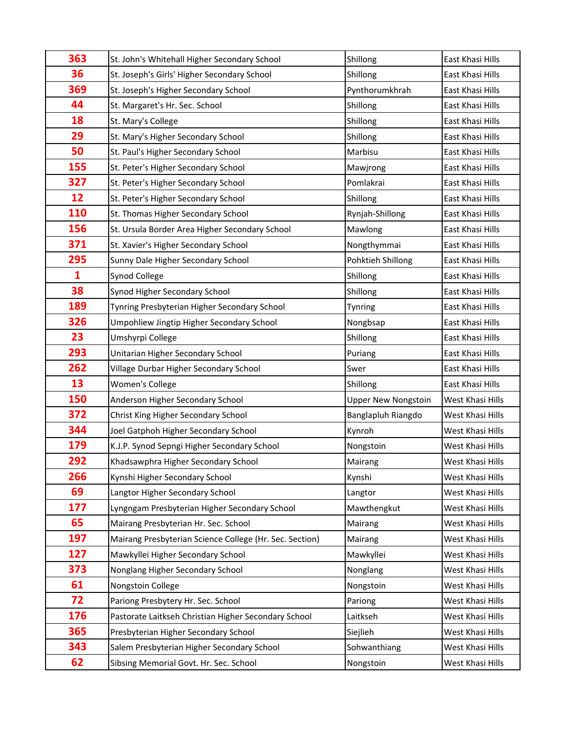| | | | |
|---|---|---|---|
| **363** | St. John's Whitehall Higher Secondary School | Shillong | East Khasi Hills |
| **36** | St. Joseph's Girls' Higher Secondary School | Shillong | East Khasi Hills |
| **369** | St. Joseph's Higher Secondary School | Pynthorumkhrah | East Khasi Hills |
| **44** | St. Margaret's Hr. Sec. School | Shillong | East Khasi Hills |
| **18** | St. Mary's College | Shillong | East Khasi Hills |
| **29** | St. Mary's Higher Secondary School | Shillong | East Khasi Hills |
| **50** | St. Paul's Higher Secondary School | Marbisu | East Khasi Hills |
| **155** | St. Peter's Higher Secondary School | Mawjrong | East Khasi Hills |
| **327** | St. Peter's Higher Secondary School | Pomlakrai | East Khasi Hills |
| **12** | St. Peter's Higher Secondary School | Shillong | East Khasi Hills |
| **110** | St. Thomas Higher Secondary School | Rynjah-Shillong | East Khasi Hills |
| **156** | St. Ursula Border Area Higher Secondary School | Mawlong | East Khasi Hills |
| **371** | St. Xavier's Higher Secondary School | Nongthymmai | East Khasi Hills |
| **295** | Sunny Dale Higher Secondary School | Pohktieh Shillong | East Khasi Hills |
| **1** | Synod College | Shillong | East Khasi Hills |
| **38** | Synod Higher Secondary School | Shillong | East Khasi Hills |
| **189** | Tynring Presbyterian Higher Secondary School | Tynring | East Khasi Hills |
| **326** | Umpohliew Jingtip Higher Secondary School | Nongbsap | East Khasi Hills |
| **23** | Umshyrpi College | Shillong | East Khasi Hills |
| **293** | Unitarian Higher Secondary School | Puriang | East Khasi Hills |
| **262** | Village Durbar Higher Secondary School | Swer | East Khasi Hills |
| **13** | Women's College | Shillong | East Khasi Hills |
| **150** | Anderson Higher Secondary School | Upper New Nongstoin | West Khasi Hills |
| **372** | Christ King Higher Secondary School | Banglapluh Riangdo | West Khasi Hills |
| **344** | Joel Gatphoh Higher Secondary School | Kynroh | West Khasi Hills |
| **179** | K.J.P. Synod Sepngi Higher Secondary School | Nongstoin | West Khasi Hills |
| **292** | Khadsawphra Higher Secondary School | Mairang | West Khasi Hills |
| **266** | Kynshi Higher Secondary School | Kynshi | West Khasi Hills |
| **69** | Langtor Higher Secondary School | Langtor | West Khasi Hills |
| **177** | Lyngngam Presbyterian Higher Secondary School | Mawthengkut | West Khasi Hills |
| **65** | Mairang Presbyterian Hr. Sec. School | Mairang | West Khasi Hills |
| **197** | Mairang Presbyterian Science College (Hr. Sec. Section) | Mairang | West Khasi Hills |
| **127** | Mawkyllei Higher Secondary School | Mawkyllei | West Khasi Hills |
| **373** | Nonglang Higher Secondary School | Nonglang | West Khasi Hills |
| **61** | Nongstoin College | Nongstoin | West Khasi Hills |
| **72** | Pariong Presbytery Hr. Sec. School | Pariong | West Khasi Hills |
| **176** | Pastorate Laitkseh Christian Higher Secondary School | Laitkseh | West Khasi Hills |
| **365** | Presbyterian Higher Secondary School | Siejlieh | West Khasi Hills |
| **343** | Salem Presbyterian Higher Secondary School | Sohwanthiang | West Khasi Hills |
| **62** | Sibsing Memorial Govt. Hr. Sec. School | Nongstoin | West Khasi Hills |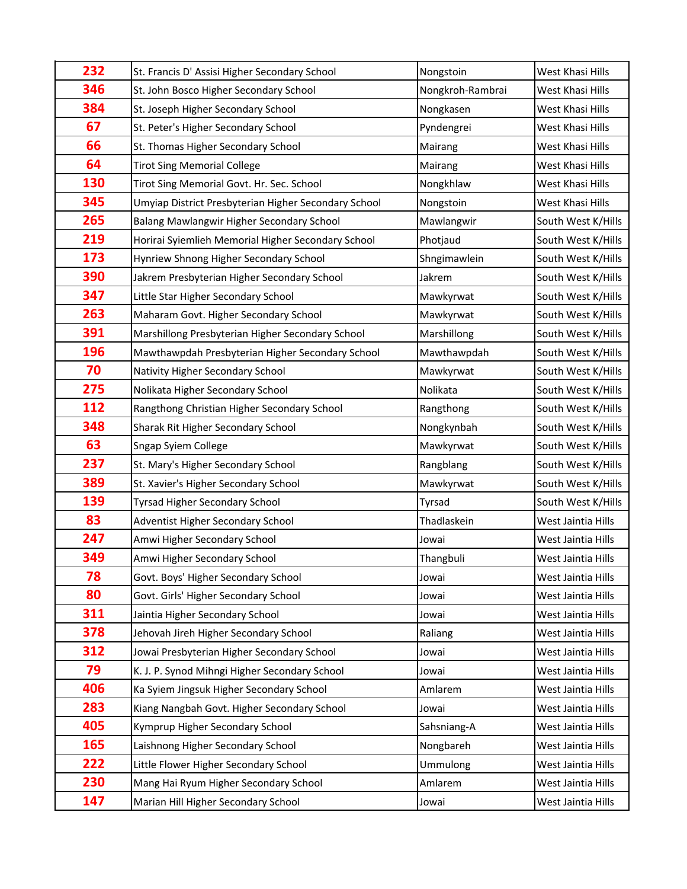| 232 | St. Francis D' Assisi Higher Secondary School | Nongstoin | West Khasi Hills |
|---|---|---|---|
| 346 | St. John Bosco Higher Secondary School | Nongkroh-Rambrai | West Khasi Hills |
| 384 | St. Joseph Higher Secondary School | Nongkasen | West Khasi Hills |
| 67 | St. Peter's Higher Secondary School | Pyndengrei | West Khasi Hills |
| 66 | St. Thomas Higher Secondary School | Mairang | West Khasi Hills |
| 64 | Tirot Sing Memorial College | Mairang | West Khasi Hills |
| 130 | Tirot Sing Memorial Govt. Hr. Sec. School | Nongkhlaw | West Khasi Hills |
| 345 | Umyiap District Presbyterian Higher Secondary School | Nongstoin | West Khasi Hills |
| 265 | Balang Mawlangwir Higher Secondary School | Mawlangwir | South West K/Hills |
| 219 | Horirai Syiemlieh Memorial Higher Secondary School | Photjaud | South West K/Hills |
| 173 | Hynriew Shnong Higher Secondary School | Shngimawlein | South West K/Hills |
| 390 | Jakrem Presbyterian Higher Secondary School | Jakrem | South West K/Hills |
| 347 | Little Star Higher Secondary School | Mawkyrwat | South West K/Hills |
| 263 | Maharam Govt. Higher Secondary School | Mawkyrwat | South West K/Hills |
| 391 | Marshillong Presbyterian Higher Secondary School | Marshillong | South West K/Hills |
| 196 | Mawthawpdah Presbyterian Higher Secondary School | Mawthawpdah | South West K/Hills |
| 70 | Nativity Higher Secondary School | Mawkyrwat | South West K/Hills |
| 275 | Nolikata Higher Secondary School | Nolikata | South West K/Hills |
| 112 | Rangthong Christian Higher Secondary School | Rangthong | South West K/Hills |
| 348 | Sharak Rit Higher Secondary School | Nongkynbah | South West K/Hills |
| 63 | Sngap Syiem College | Mawkyrwat | South West K/Hills |
| 237 | St. Mary's Higher Secondary School | Rangblang | South West K/Hills |
| 389 | St. Xavier's Higher Secondary School | Mawkyrwat | South West K/Hills |
| 139 | Tyrsad Higher Secondary School | Tyrsad | South West K/Hills |
| 83 | Adventist Higher Secondary School | Thadlaskein | West Jaintia Hills |
| 247 | Amwi Higher Secondary School | Jowai | West Jaintia Hills |
| 349 | Amwi Higher Secondary School | Thangbuli | West Jaintia Hills |
| 78 | Govt. Boys' Higher Secondary School | Jowai | West Jaintia Hills |
| 80 | Govt. Girls' Higher Secondary School | Jowai | West Jaintia Hills |
| 311 | Jaintia Higher Secondary School | Jowai | West Jaintia Hills |
| 378 | Jehovah Jireh Higher Secondary School | Raliang | West Jaintia Hills |
| 312 | Jowai Presbyterian Higher Secondary School | Jowai | West Jaintia Hills |
| 79 | K. J. P. Synod Mihngi Higher Secondary School | Jowai | West Jaintia Hills |
| 406 | Ka Syiem Jingsuk Higher Secondary School | Amlarem | West Jaintia Hills |
| 283 | Kiang Nangbah Govt. Higher Secondary School | Jowai | West Jaintia Hills |
| 405 | Kymprup Higher Secondary School | Sahsniang-A | West Jaintia Hills |
| 165 | Laishnong Higher Secondary School | Nongbareh | West Jaintia Hills |
| 222 | Little Flower Higher Secondary School | Ummulong | West Jaintia Hills |
| 230 | Mang Hai Ryum Higher Secondary School | Amlarem | West Jaintia Hills |
| 147 | Marian Hill Higher Secondary School | Jowai | West Jaintia Hills |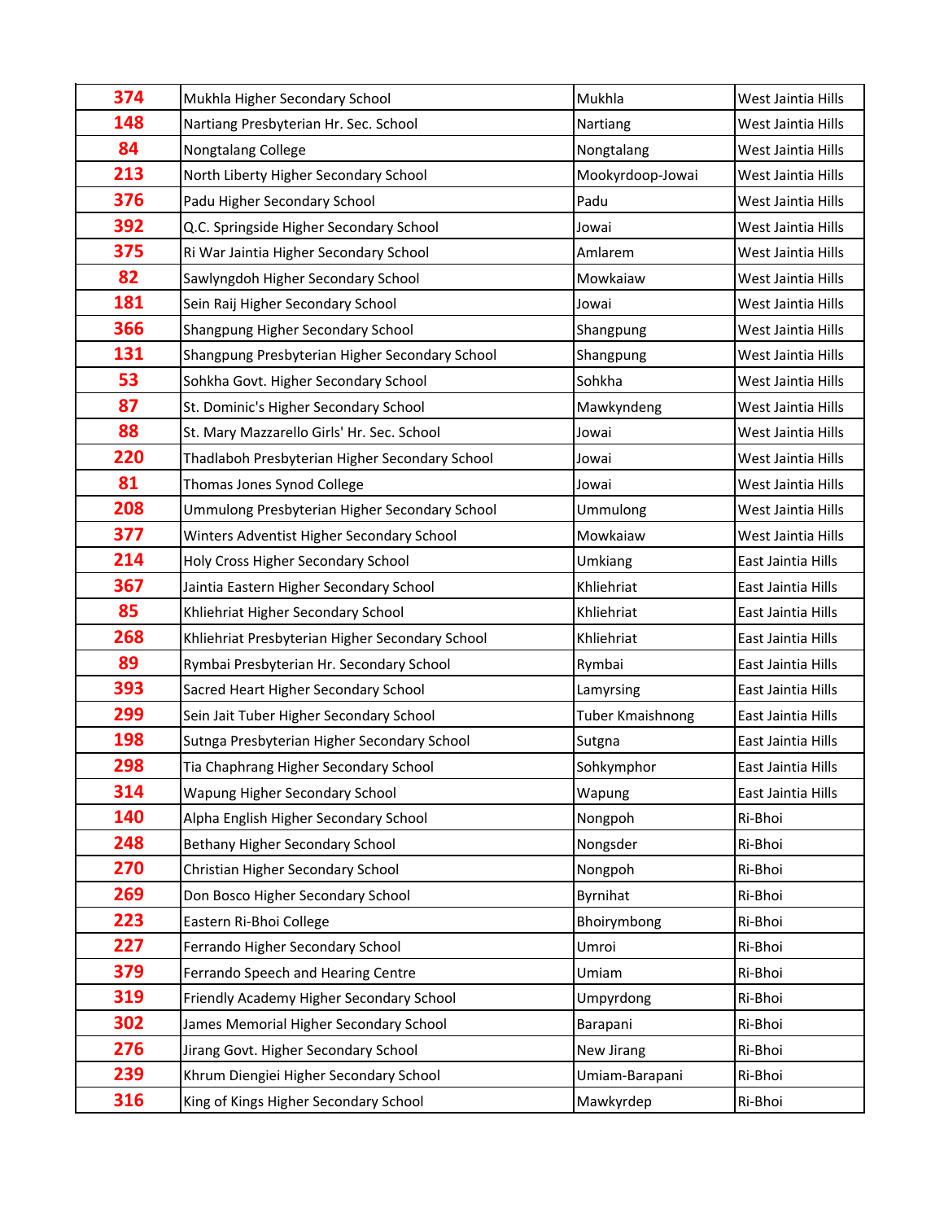| | | | |
|---|---|---|---|
| **374** | Mukhla Higher Secondary School | Mukhla | West Jaintia Hills |
| **148** | Nartiang Presbyterian Hr. Sec. School | Nartiang | West Jaintia Hills |
| **84** | Nongtalang College | Nongtalang | West Jaintia Hills |
| **213** | North Liberty Higher Secondary School | Mookyrdoop-Jowai | West Jaintia Hills |
| **376** | Padu Higher Secondary School | Padu | West Jaintia Hills |
| **392** | Q.C. Springside Higher Secondary School | Jowai | West Jaintia Hills |
| **375** | Ri War Jaintia Higher Secondary School | Amlarem | West Jaintia Hills |
| **82** | Sawlyngdoh Higher Secondary School | Mowkaiaw | West Jaintia Hills |
| **181** | Sein Raij Higher Secondary School | Jowai | West Jaintia Hills |
| **366** | Shangpung Higher Secondary School | Shangpung | West Jaintia Hills |
| **131** | Shangpung Presbyterian Higher Secondary School | Shangpung | West Jaintia Hills |
| **53** | Sohkha Govt. Higher Secondary School | Sohkha | West Jaintia Hills |
| **87** | St. Dominic's Higher Secondary School | Mawkyndeng | West Jaintia Hills |
| **88** | St. Mary Mazzarello Girls' Hr. Sec. School | Jowai | West Jaintia Hills |
| **220** | Thadlaboh Presbyterian Higher Secondary School | Jowai | West Jaintia Hills |
| **81** | Thomas Jones Synod College | Jowai | West Jaintia Hills |
| **208** | Ummulong Presbyterian Higher Secondary School | Ummulong | West Jaintia Hills |
| **377** | Winters Adventist Higher Secondary School | Mowkaiaw | West Jaintia Hills |
| **214** | Holy Cross Higher Secondary School | Umkiang | East Jaintia Hills |
| **367** | Jaintia Eastern Higher Secondary School | Khliehriat | East Jaintia Hills |
| **85** | Khliehriat Higher Secondary School | Khliehriat | East Jaintia Hills |
| **268** | Khliehriat Presbyterian Higher Secondary School | Khliehriat | East Jaintia Hills |
| **89** | Rymbai Presbyterian Hr. Secondary School | Rymbai | East Jaintia Hills |
| **393** | Sacred Heart Higher Secondary School | Lamyrsing | East Jaintia Hills |
| **299** | Sein Jait Tuber Higher Secondary School | Tuber Kmaishnong | East Jaintia Hills |
| **198** | Sutnga Presbyterian Higher Secondary School | Sutgna | East Jaintia Hills |
| **298** | Tia Chaphrang Higher Secondary School | Sohkymphor | East Jaintia Hills |
| **314** | Wapung Higher Secondary School | Wapung | East Jaintia Hills |
| **140** | Alpha English Higher Secondary School | Nongpoh | Ri-Bhoi |
| **248** | Bethany Higher Secondary School | Nongsder | Ri-Bhoi |
| **270** | Christian Higher Secondary School | Nongpoh | Ri-Bhoi |
| **269** | Don Bosco Higher Secondary School | Byrnihat | Ri-Bhoi |
| **223** | Eastern Ri-Bhoi College | Bhoirymbong | Ri-Bhoi |
| **227** | Ferrando Higher Secondary School | Umroi | Ri-Bhoi |
| **379** | Ferrando Speech and Hearing Centre | Umiam | Ri-Bhoi |
| **319** | Friendly Academy Higher Secondary School | Umpyrdong | Ri-Bhoi |
| **302** | James Memorial Higher Secondary School | Barapani | Ri-Bhoi |
| **276** | Jirang Govt. Higher Secondary School | New Jirang | Ri-Bhoi |
| **239** | Khrum Diengiei Higher Secondary School | Umiam-Barapani | Ri-Bhoi |
| **316** | King of Kings Higher Secondary School | Mawkyrdep | Ri-Bhoi |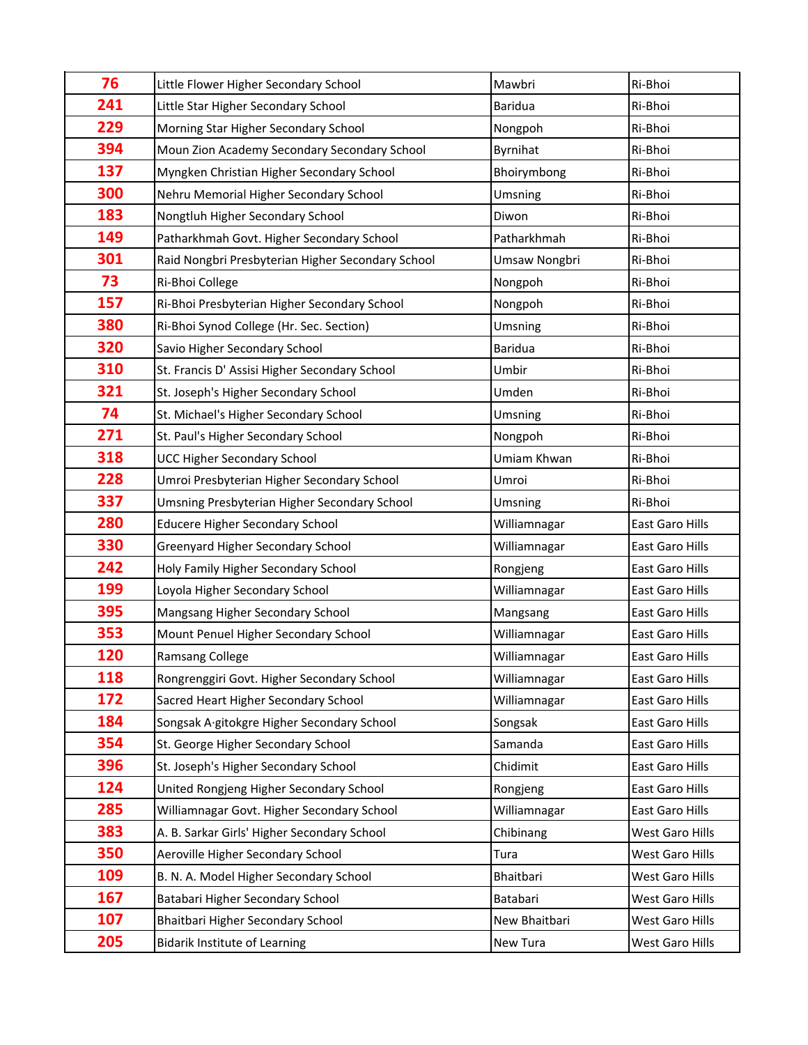| | | | |
|---|---|---|---|
| 76 | Little Flower Higher Secondary School | Mawbri | Ri-Bhoi |
| 241 | Little Star Higher Secondary School | Baridua | Ri-Bhoi |
| 229 | Morning Star Higher Secondary School | Nongpoh | Ri-Bhoi |
| 394 | Moun Zion Academy Secondary Secondary School | Byrnihat | Ri-Bhoi |
| 137 | Myngken Christian Higher Secondary School | Bhoirymbong | Ri-Bhoi |
| 300 | Nehru Memorial Higher Secondary School | Umsning | Ri-Bhoi |
| 183 | Nongtluh Higher Secondary School | Diwon | Ri-Bhoi |
| 149 | Patharkhmah Govt. Higher Secondary School | Patharkhmah | Ri-Bhoi |
| 301 | Raid Nongbri Presbyterian Higher Secondary School | Umsaw Nongbri | Ri-Bhoi |
| 73 | Ri-Bhoi College | Nongpoh | Ri-Bhoi |
| 157 | Ri-Bhoi Presbyterian Higher Secondary School | Nongpoh | Ri-Bhoi |
| 380 | Ri-Bhoi Synod College (Hr. Sec. Section) | Umsning | Ri-Bhoi |
| 320 | Savio Higher Secondary School | Baridua | Ri-Bhoi |
| 310 | St. Francis D' Assisi Higher Secondary School | Umbir | Ri-Bhoi |
| 321 | St. Joseph's Higher Secondary School | Umden | Ri-Bhoi |
| 74 | St. Michael's Higher Secondary School | Umsning | Ri-Bhoi |
| 271 | St. Paul's Higher Secondary School | Nongpoh | Ri-Bhoi |
| 318 | UCC Higher Secondary School | Umiam Khwan | Ri-Bhoi |
| 228 | Umroi Presbyterian Higher Secondary School | Umroi | Ri-Bhoi |
| 337 | Umsning Presbyterian Higher Secondary School | Umsning | Ri-Bhoi |
| 280 | Educere Higher Secondary School | Williamnagar | East Garo Hills |
| 330 | Greenyard Higher Secondary School | Williamnagar | East Garo Hills |
| 242 | Holy Family Higher Secondary School | Rongjeng | East Garo Hills |
| 199 | Loyola Higher Secondary School | Williamnagar | East Garo Hills |
| 395 | Mangsang Higher Secondary School | Mangsang | East Garo Hills |
| 353 | Mount Penuel Higher Secondary School | Williamnagar | East Garo Hills |
| 120 | Ramsang College | Williamnagar | East Garo Hills |
| 118 | Rongrenggiri Govt. Higher Secondary School | Williamnagar | East Garo Hills |
| 172 | Sacred Heart Higher Secondary School | Williamnagar | East Garo Hills |
| 184 | Songsak A·gitokgre Higher Secondary School | Songsak | East Garo Hills |
| 354 | St. George Higher Secondary School | Samanda | East Garo Hills |
| 396 | St. Joseph's Higher Secondary School | Chidimit | East Garo Hills |
| 124 | United Rongjeng Higher Secondary School | Rongjeng | East Garo Hills |
| 285 | Williamnagar Govt. Higher Secondary School | Williamnagar | East Garo Hills |
| 383 | A. B. Sarkar Girls' Higher Secondary School | Chibinang | West Garo Hills |
| 350 | Aeroville Higher Secondary School | Tura | West Garo Hills |
| 109 | B. N. A. Model Higher Secondary School | Bhaitbari | West Garo Hills |
| 167 | Batabari Higher Secondary School | Batabari | West Garo Hills |
| 107 | Bhaitbari Higher Secondary School | New Bhaitbari | West Garo Hills |
| 205 | Bidarik Institute of Learning | New Tura | West Garo Hills |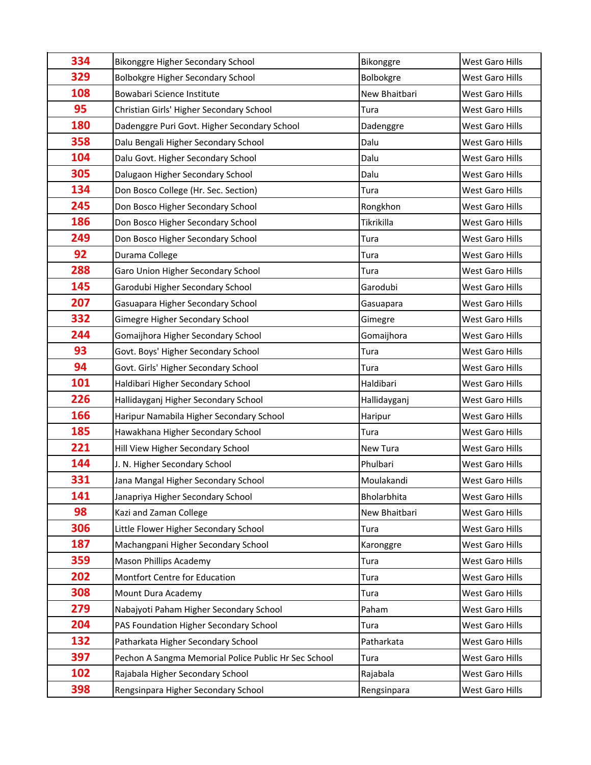| | | | |
|---|---|---|---|
| 334 | Bikonggre Higher Secondary School | Bikonggre | West Garo Hills |
| 329 | Bolbokgre Higher Secondary School | Bolbokgre | West Garo Hills |
| 108 | Bowabari Science Institute | New Bhaitbari | West Garo Hills |
| 95 | Christian Girls' Higher Secondary School | Tura | West Garo Hills |
| 180 | Dadenggre Puri Govt. Higher Secondary School | Dadenggre | West Garo Hills |
| 358 | Dalu Bengali Higher Secondary School | Dalu | West Garo Hills |
| 104 | Dalu Govt. Higher Secondary School | Dalu | West Garo Hills |
| 305 | Dalugaon Higher Secondary School | Dalu | West Garo Hills |
| 134 | Don Bosco College (Hr. Sec. Section) | Tura | West Garo Hills |
| 245 | Don Bosco Higher Secondary School | Rongkhon | West Garo Hills |
| 186 | Don Bosco Higher Secondary School | Tikrikilla | West Garo Hills |
| 249 | Don Bosco Higher Secondary School | Tura | West Garo Hills |
| 92 | Durama College | Tura | West Garo Hills |
| 288 | Garo Union Higher Secondary School | Tura | West Garo Hills |
| 145 | Garodubi Higher Secondary School | Garodubi | West Garo Hills |
| 207 | Gasuapara Higher Secondary School | Gasuapara | West Garo Hills |
| 332 | Gimegre Higher Secondary School | Gimegre | West Garo Hills |
| 244 | Gomaijhora Higher Secondary School | Gomaijhora | West Garo Hills |
| 93 | Govt. Boys' Higher Secondary School | Tura | West Garo Hills |
| 94 | Govt. Girls' Higher Secondary School | Tura | West Garo Hills |
| 101 | Haldibari Higher Secondary School | Haldibari | West Garo Hills |
| 226 | Hallidayganj Higher Secondary School | Hallidayganj | West Garo Hills |
| 166 | Haripur Namabila Higher Secondary School | Haripur | West Garo Hills |
| 185 | Hawakhana Higher Secondary School | Tura | West Garo Hills |
| 221 | Hill View Higher Secondary School | New Tura | West Garo Hills |
| 144 | J. N. Higher Secondary School | Phulbari | West Garo Hills |
| 331 | Jana Mangal Higher Secondary School | Moulakandi | West Garo Hills |
| 141 | Janapriya Higher Secondary School | Bholarbhita | West Garo Hills |
| 98 | Kazi and Zaman College | New Bhaitbari | West Garo Hills |
| 306 | Little Flower Higher Secondary School | Tura | West Garo Hills |
| 187 | Machangpani Higher Secondary School | Karonggre | West Garo Hills |
| 359 | Mason Phillips Academy | Tura | West Garo Hills |
| 202 | Montfort Centre for Education | Tura | West Garo Hills |
| 308 | Mount Dura Academy | Tura | West Garo Hills |
| 279 | Nabajyoti Paham Higher Secondary School | Paham | West Garo Hills |
| 204 | PAS Foundation Higher Secondary School | Tura | West Garo Hills |
| 132 | Patharkata Higher Secondary School | Patharkata | West Garo Hills |
| 397 | Pechon A Sangma Memorial Police Public Hr Sec School | Tura | West Garo Hills |
| 102 | Rajabala Higher Secondary School | Rajabala | West Garo Hills |
| 398 | Rengsinpara Higher Secondary School | Rengsinpara | West Garo Hills |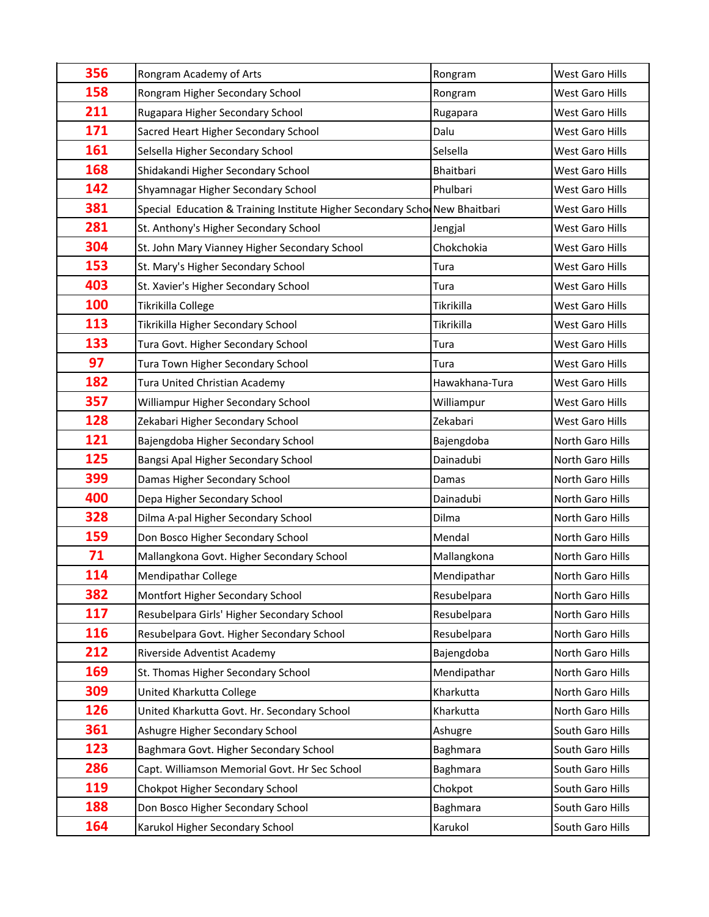| 356 | Rongram Academy of Arts | Rongram | West Garo Hills |
|---|---|---|---|
| 158 | Rongram Higher Secondary School | Rongram | West Garo Hills |
| 211 | Rugapara Higher Secondary School | Rugapara | West Garo Hills |
| 171 | Sacred Heart Higher Secondary School | Dalu | West Garo Hills |
| 161 | Selsella Higher Secondary School | Selsella | West Garo Hills |
| 168 | Shidakandi Higher Secondary School | Bhaitbari | West Garo Hills |
| 142 | Shyamnagar Higher Secondary School | Phulbari | West Garo Hills |
| 381 | Special Education & Training Institute Higher Secondary Scho | New Bhaitbari | West Garo Hills |
| 281 | St. Anthony's Higher Secondary School | Jengjal | West Garo Hills |
| 304 | St. John Mary Vianney Higher Secondary School | Chokchokia | West Garo Hills |
| 153 | St. Mary's Higher Secondary School | Tura | West Garo Hills |
| 403 | St. Xavier's Higher Secondary School | Tura | West Garo Hills |
| 100 | Tikrikilla College | Tikrikilla | West Garo Hills |
| 113 | Tikrikilla Higher Secondary School | Tikrikilla | West Garo Hills |
| 133 | Tura Govt. Higher Secondary School | Tura | West Garo Hills |
| 97 | Tura Town Higher Secondary School | Tura | West Garo Hills |
| 182 | Tura United Christian Academy | Hawakhana-Tura | West Garo Hills |
| 357 | Williampur Higher Secondary School | Williampur | West Garo Hills |
| 128 | Zekabari Higher Secondary School | Zekabari | West Garo Hills |
| 121 | Bajengdoba Higher Secondary School | Bajengdoba | North Garo Hills |
| 125 | Bangsi Apal Higher Secondary School | Dainadubi | North Garo Hills |
| 399 | Damas Higher Secondary School | Damas | North Garo Hills |
| 400 | Depa Higher Secondary School | Dainadubi | North Garo Hills |
| 328 | Dilma A·pal Higher Secondary School | Dilma | North Garo Hills |
| 159 | Don Bosco Higher Secondary School | Mendal | North Garo Hills |
| 71 | Mallangkona Govt. Higher Secondary School | Mallangkona | North Garo Hills |
| 114 | Mendipathar College | Mendipathar | North Garo Hills |
| 382 | Montfort Higher Secondary School | Resubelpara | North Garo Hills |
| 117 | Resubelpara Girls' Higher Secondary School | Resubelpara | North Garo Hills |
| 116 | Resubelpara Govt. Higher Secondary School | Resubelpara | North Garo Hills |
| 212 | Riverside Adventist Academy | Bajengdoba | North Garo Hills |
| 169 | St. Thomas Higher Secondary School | Mendipathar | North Garo Hills |
| 309 | United Kharkutta College | Kharkutta | North Garo Hills |
| 126 | United Kharkutta Govt. Hr. Secondary School | Kharkutta | North Garo Hills |
| 361 | Ashugre Higher Secondary School | Ashugre | South Garo Hills |
| 123 | Baghmara Govt. Higher Secondary School | Baghmara | South Garo Hills |
| 286 | Capt. Williamson Memorial Govt. Hr Sec School | Baghmara | South Garo Hills |
| 119 | Chokpot Higher Secondary School | Chokpot | South Garo Hills |
| 188 | Don Bosco Higher Secondary School | Baghmara | South Garo Hills |
| 164 | Karukol Higher Secondary School | Karukol | South Garo Hills |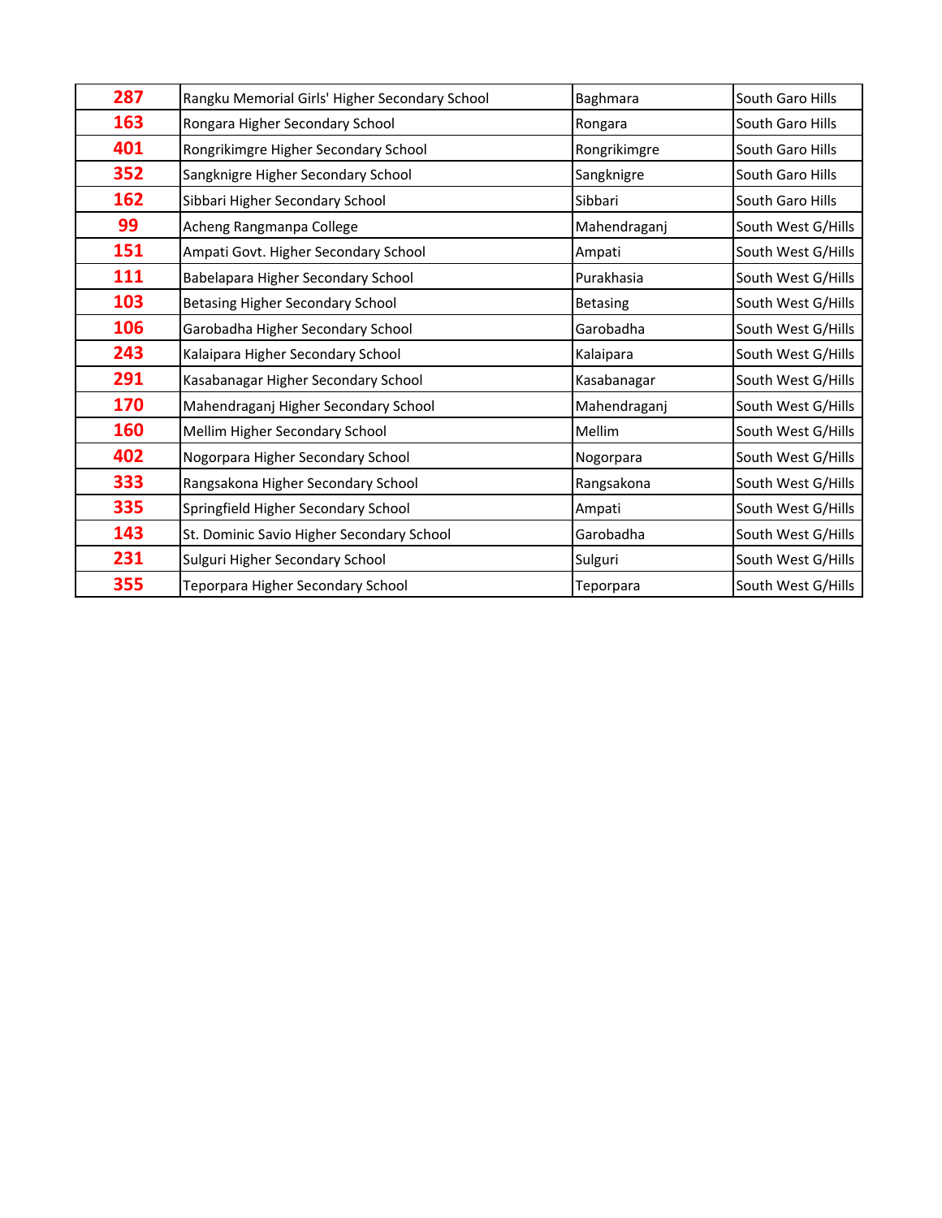| | | | |
|---|---|---|---|
| **287** | Rangku Memorial Girls' Higher Secondary School | Baghmara | South Garo Hills |
| **163** | Rongara Higher Secondary School | Rongara | South Garo Hills |
| **401** | Rongrikimgre Higher Secondary School | Rongrikimgre | South Garo Hills |
| **352** | Sangknigre Higher Secondary School | Sangknigre | South Garo Hills |
| **162** | Sibbari Higher Secondary School | Sibbari | South Garo Hills |
| **99** | Acheng Rangmanpa College | Mahendraganj | South West G/Hills |
| **151** | Ampati Govt. Higher Secondary School | Ampati | South West G/Hills |
| **111** | Babelapara Higher Secondary School | Purakhasia | South West G/Hills |
| **103** | Betasing Higher Secondary School | Betasing | South West G/Hills |
| **106** | Garobadha Higher Secondary School | Garobadha | South West G/Hills |
| **243** | Kalaipara Higher Secondary School | Kalaipara | South West G/Hills |
| **291** | Kasabanagar Higher Secondary School | Kasabanagar | South West G/Hills |
| **170** | Mahendraganj Higher Secondary School | Mahendraganj | South West G/Hills |
| **160** | Mellim Higher Secondary School | Mellim | South West G/Hills |
| **402** | Nogorpara Higher Secondary School | Nogorpara | South West G/Hills |
| **333** | Rangsakona Higher Secondary School | Rangsakona | South West G/Hills |
| **335** | Springfield Higher Secondary School | Ampati | South West G/Hills |
| **143** | St. Dominic Savio Higher Secondary School | Garobadha | South West G/Hills |
| **231** | Sulguri Higher Secondary School | Sulguri | South West G/Hills |
| **355** | Teporpara Higher Secondary School | Teporpara | South West G/Hills |